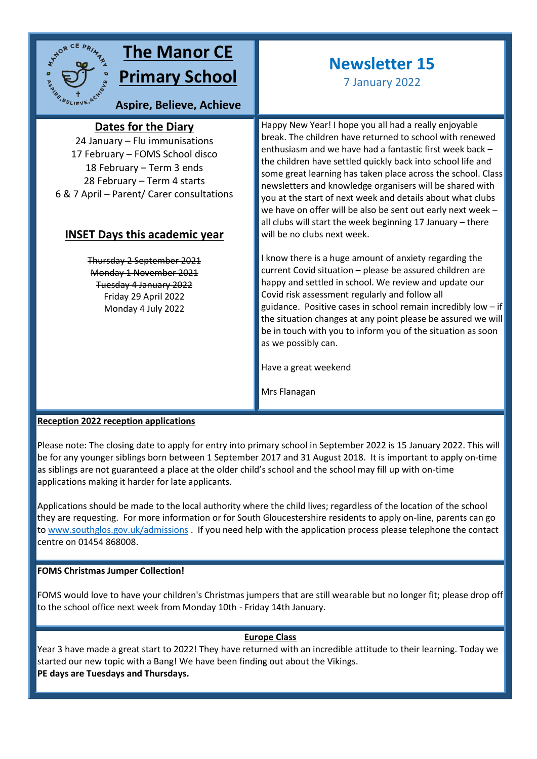# The Manor CE Primary School

**Aspire, Believe, Achieve**

# Newsletter 15

7 January 2022

## Dates for the Diary

24 January – Flu immunisations
17 February – FOMS School disco
18 February – Term 3 ends
28 February – Term 4 starts
6 & 7 April – Parent/ Carer consultations

## INSET Days this academic year

~~Thursday 2 September 2021~~
~~Monday 1 November 2021~~
~~Tuesday 4 January 2022~~
Friday 29 April 2022
Monday 4 July 2022

Happy New Year! I hope you all had a really enjoyable break. The children have returned to school with renewed enthusiasm and we have had a fantastic first week back – the children have settled quickly back into school life and some great learning has taken place across the school. Class newsletters and knowledge organisers will be shared with you at the start of next week and details about what clubs we have on offer will be also be sent out early next week – all clubs will start the week beginning 17 January – there will be no clubs next week.

I know there is a huge amount of anxiety regarding the current Covid situation – please be assured children are happy and settled in school. We review and update our Covid risk assessment regularly and follow all guidance. Positive cases in school remain incredibly low – if the situation changes at any point please be assured we will be in touch with you to inform you of the situation as soon as we possibly can.

Have a great weekend

Mrs Flanagan

**Reception 2022 reception applications**

Please note: The closing date to apply for entry into primary school in September 2022 is 15 January 2022. This will be for any younger siblings born between 1 September 2017 and 31 August 2018. It is important to apply on-time as siblings are not guaranteed a place at the older child's school and the school may fill up with on-time applications making it harder for late applicants.

Applications should be made to the local authority where the child lives; regardless of the location of the school they are requesting. For more information or for South Gloucestershire residents to apply on-line, parents can go to www.southglos.gov.uk/admissions . If you need help with the application process please telephone the contact centre on 01454 868008.

**FOMS Christmas Jumper Collection!**

FOMS would love to have your children's Christmas jumpers that are still wearable but no longer fit; please drop off to the school office next week from Monday 10th - Friday 14th January.

**Europe Class**

Year 3 have made a great start to 2022! They have returned with an incredible attitude to their learning. Today we started our new topic with a Bang! We have been finding out about the Vikings.
**PE days are Tuesdays and Thursdays.**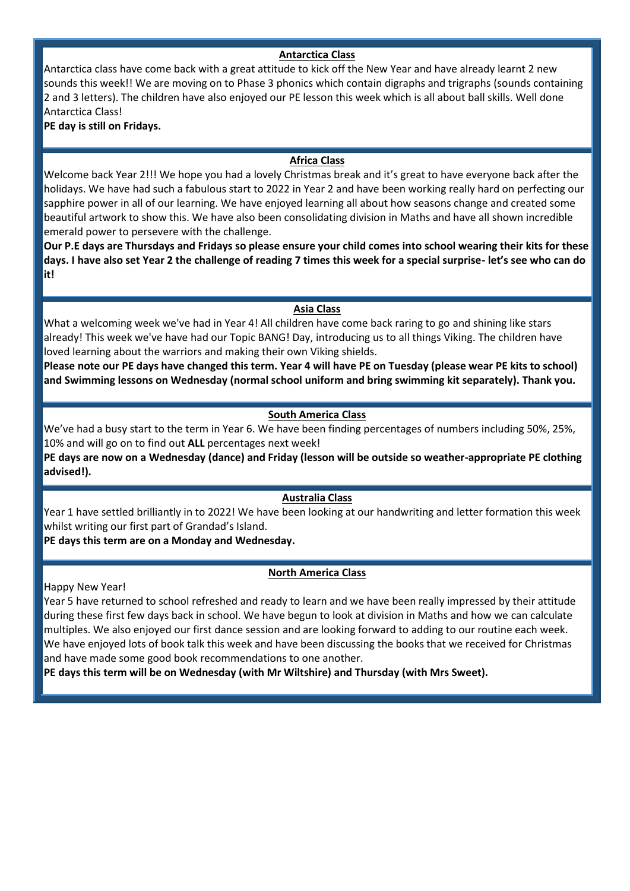## Antarctica Class

Antarctica class have come back with a great attitude to kick off the New Year and have already learnt 2 new sounds this week!! We are moving on to Phase 3 phonics which contain digraphs and trigraphs (sounds containing 2 and 3 letters). The children have also enjoyed our PE lesson this week which is all about ball skills. Well done Antarctica Class!

**PE day is still on Fridays.**

## Africa Class

Welcome back Year 2!!! We hope you had a lovely Christmas break and it's great to have everyone back after the holidays. We have had such a fabulous start to 2022 in Year 2 and have been working really hard on perfecting our sapphire power in all of our learning. We have enjoyed learning all about how seasons change and created some beautiful artwork to show this. We have also been consolidating division in Maths and have all shown incredible emerald power to persevere with the challenge.

**Our P.E days are Thursdays and Fridays so please ensure your child comes into school wearing their kits for these days. I have also set Year 2 the challenge of reading 7 times this week for a special surprise- let's see who can do it!**

## Asia Class

What a welcoming week we've had in Year 4! All children have come back raring to go and shining like stars already! This week we've have had our Topic BANG! Day, introducing us to all things Viking. The children have loved learning about the warriors and making their own Viking shields.

**Please note our PE days have changed this term. Year 4 will have PE on Tuesday (please wear PE kits to school) and Swimming lessons on Wednesday (normal school uniform and bring swimming kit separately). Thank you.**

## South America Class

We've had a busy start to the term in Year 6. We have been finding percentages of numbers including 50%, 25%, 10% and will go on to find out **ALL** percentages next week!

**PE days are now on a Wednesday (dance) and Friday (lesson will be outside so weather-appropriate PE clothing advised!).**

## Australia Class

Year 1 have settled brilliantly in to 2022! We have been looking at our handwriting and letter formation this week whilst writing our first part of Grandad's Island.

**PE days this term are on a Monday and Wednesday.**

## North America Class

Happy New Year!

Year 5 have returned to school refreshed and ready to learn and we have been really impressed by their attitude during these first few days back in school. We have begun to look at division in Maths and how we can calculate multiples. We also enjoyed our first dance session and are looking forward to adding to our routine each week. We have enjoyed lots of book talk this week and have been discussing the books that we received for Christmas and have made some good book recommendations to one another.

**PE days this term will be on Wednesday (with Mr Wiltshire) and Thursday (with Mrs Sweet).**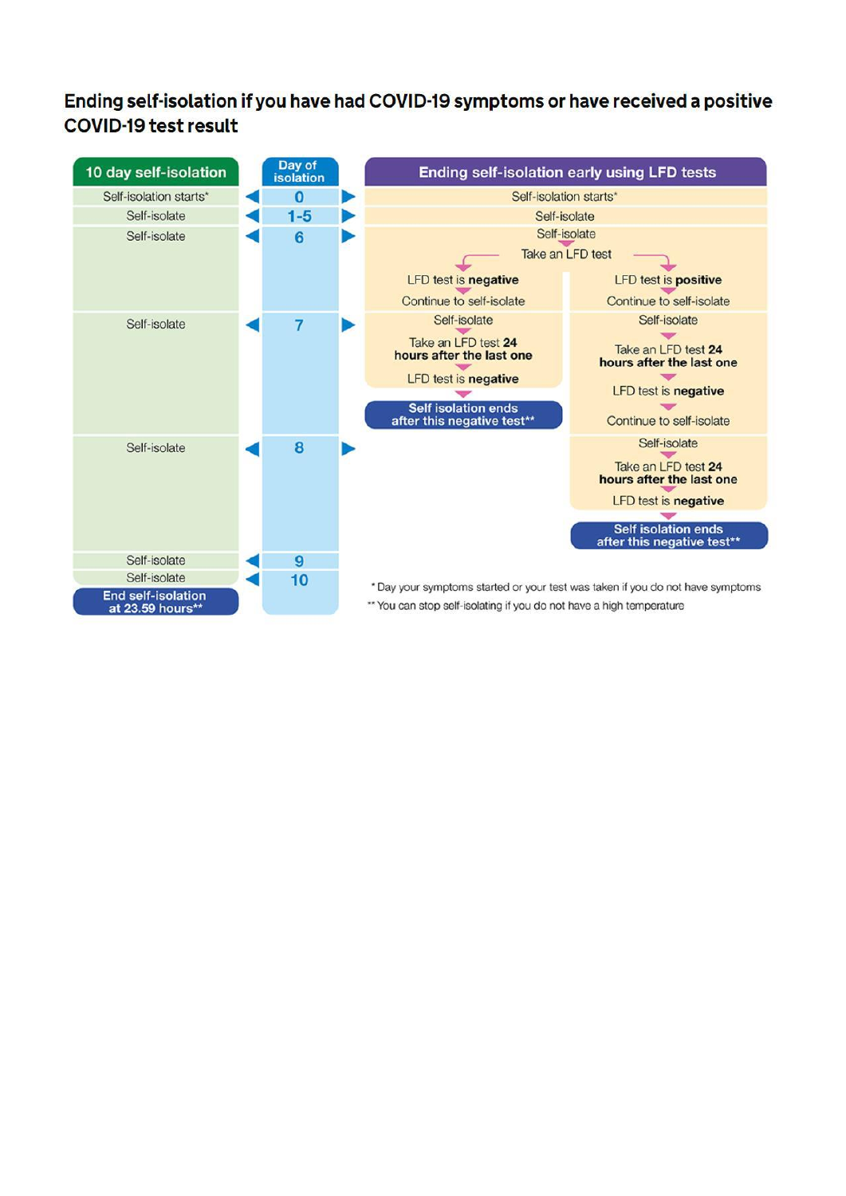## Ending self-isolation if you have had COVID-19 symptoms or have received a positive COVID-19 test result

**10 day self-isolation**

Self-isolation starts*
Self-isolate
Self-isolate
Self-isolate
Self-isolate
Self-isolate
Self-isolate
End self-isolation at 23.59 hours**

**Day of isolation**

0
1-5
6
7
8
9
10

**Ending self-isolation early using LFD tests**

Self-isolation starts*
Self-isolate
Self-isolate
Take an LFD test

LFD test is **negative**
Continue to self-isolate
Self-isolate
Take an LFD test **24 hours after the last one**
LFD test is **negative**
Self isolation ends after this negative test**

LFD test is **positive**
Continue to self-isolate
Self-isolate
Take an LFD test **24 hours after the last one**
LFD test is **negative**
Continue to self-isolate
Self-isolate
Take an LFD test **24 hours after the last one**
LFD test is **negative**
Self isolation ends after this negative test**

* Day your symptoms started or your test was taken if you do not have symptoms

** You can stop self-isolating if you do not have a high temperature